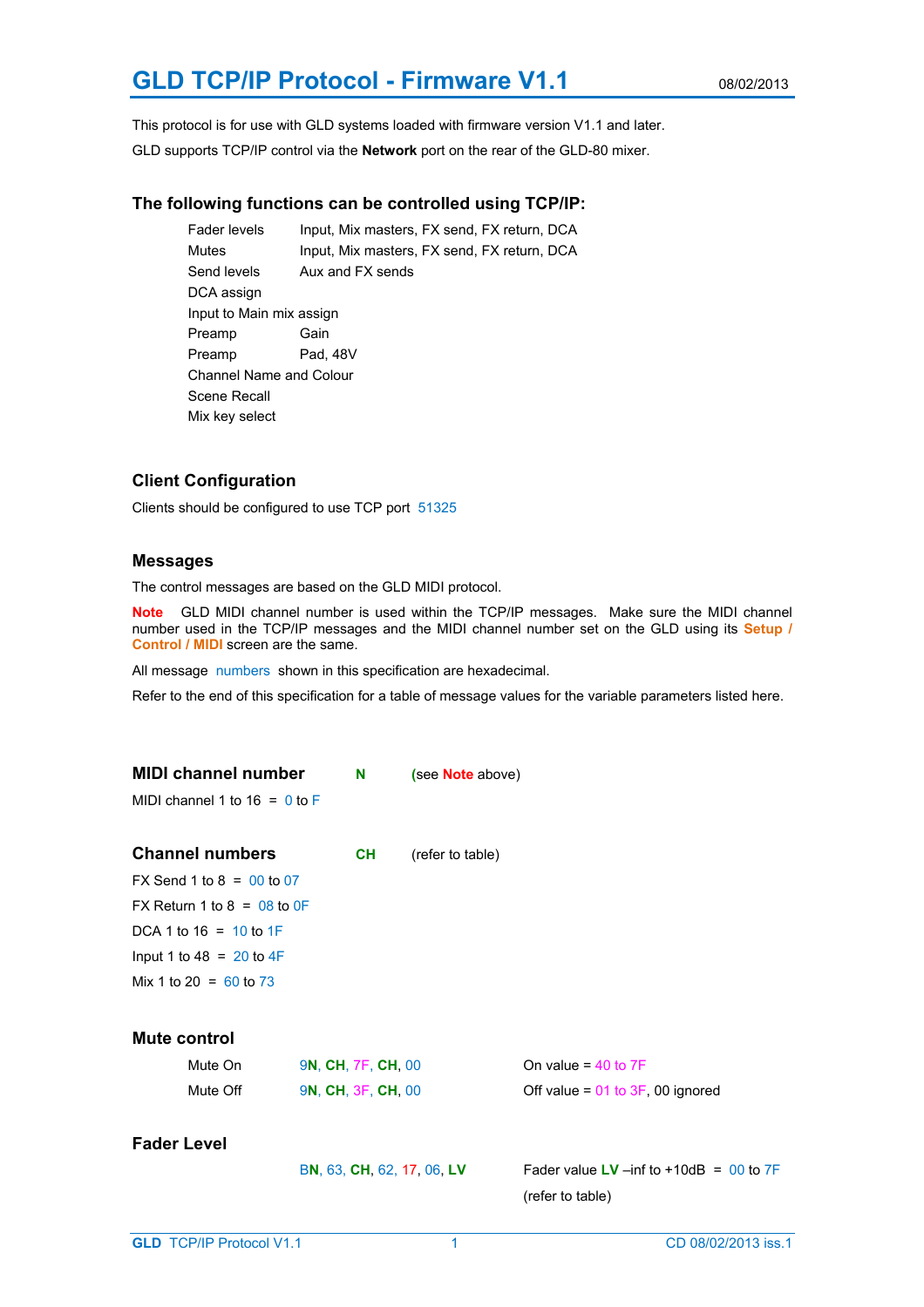# GLD TCP/IP Protocol - Firmware V1.1

08/02/2013

This protocol is for use with GLD systems loaded with firmware version V1.1 and later.

GLD supports TCP/IP control via the **Network** port on the rear of the GLD-80 mixer.

## The following functions can be controlled using TCP/IP:

| | |
|---|---|
| Fader levels | Input, Mix masters, FX send, FX return, DCA |
| Mutes | Input, Mix masters, FX send, FX return, DCA |
| Send levels | Aux and FX sends |
| DCA assign | |
| Input to Main mix assign | |
| Preamp | Gain |
| Preamp | Pad, 48V |
| Channel Name and Colour | |
| Scene Recall | |
| Mix key select | |

## Client Configuration

Clients should be configured to use TCP port 51325

## Messages

The control messages are based on the GLD MIDI protocol.

**Note** GLD MIDI channel number is used within the TCP/IP messages. Make sure the MIDI channel number used in the TCP/IP messages and the MIDI channel number set on the GLD using its **Setup / Control / MIDI** screen are the same.

All message numbers shown in this specification are hexadecimal.

Refer to the end of this specification for a table of message values for the variable parameters listed here.

## MIDI channel number **N** (see **Note** above)

MIDI channel 1 to 16 = 0 to F

## Channel numbers **CH** (refer to table)

FX Send 1 to 8 = 00 to 07

FX Return 1 to 8 = 08 to 0F

DCA 1 to 16 = 10 to 1F

Input 1 to 48 = 20 to 4F

Mix 1 to 20 = 60 to 73

## Mute control

| | | |
|---|---|---|
| Mute On | 9**N**, **CH**, 7F, **CH**, 00 | On value = 40 to 7F |
| Mute Off | 9**N**, **CH**, 3F, **CH**, 00 | Off value = 01 to 3F, 00 ignored |

## Fader Level

| | |
|---|---|
| B**N**, 63, **CH**, 62, 17, 06, **LV** | Fader value **LV** –inf to +10dB = 00 to 7F (refer to table) |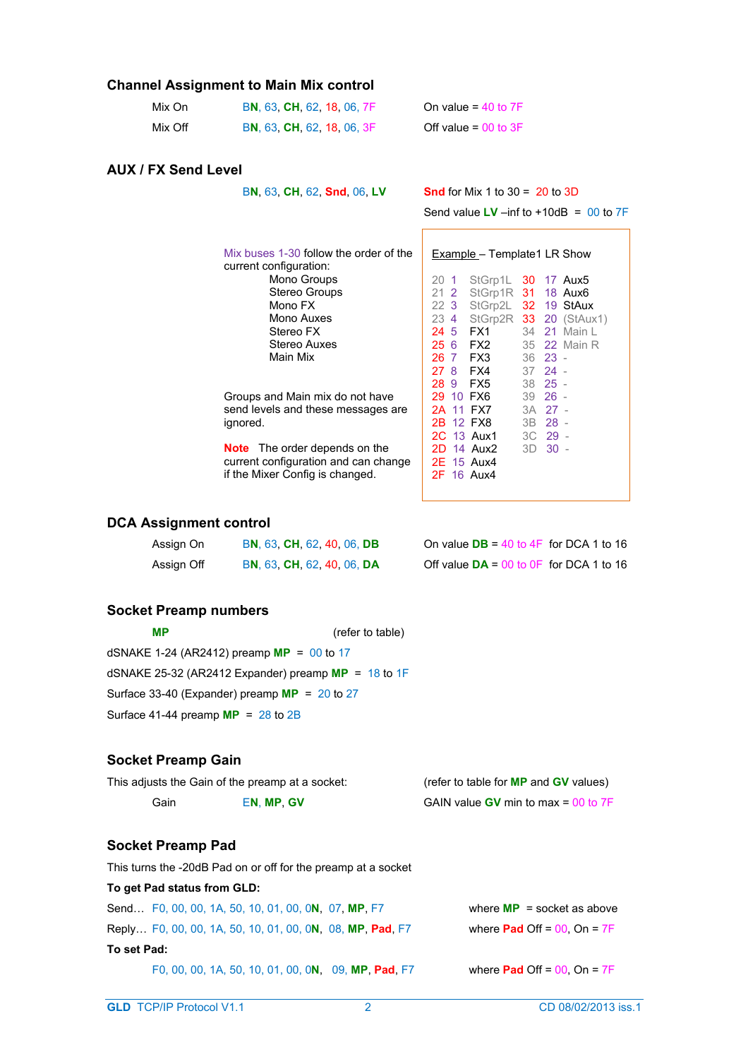## Channel Assignment to Main Mix control

| | | |
|---|---|---|
| Mix On | BN, 63, CH, 62, 18, 06, 7F | On value = 40 to 7F |
| Mix Off | BN, 63, CH, 62, 18, 06, 3F | Off value = 00 to 3F |

## AUX / FX Send Level

BN, 63, CH, 62, Snd, 06, LV

**Snd** for Mix 1 to 30 = 20 to 3D

Send value **LV** –inf to +10dB = 00 to 7F

Mix buses 1-30 follow the order of the current configuration:

- Mono Groups
- Stereo Groups
- Mono FX
- Mono Auxes
- Stereo FX
- Stereo Auxes
- Main Mix

Groups and Main mix do not have send levels and these messages are ignored.

**Note** The order depends on the current configuration and can change if the Mixer Config is changed.

Example – Template1 LR Show

| | | | | | |
|---|---|---|---|---|---|
| 20 | 1 | StGrp1L | 30 | 17 | Aux5 |
| 21 | 2 | StGrp1R | 31 | 18 | Aux6 |
| 22 | 3 | StGrp2L | 32 | 19 | StAux |
| 23 | 4 | StGrp2R | 33 | 20 | (StAux1) |
| 24 | 5 | FX1 | 34 | 21 | Main L |
| 25 | 6 | FX2 | 35 | 22 | Main R |
| 26 | 7 | FX3 | 36 | 23 | - |
| 27 | 8 | FX4 | 37 | 24 | - |
| 28 | 9 | FX5 | 38 | 25 | - |
| 29 | 10 | FX6 | 39 | 26 | - |
| 2A | 11 | FX7 | 3A | 27 | - |
| 2B | 12 | FX8 | 3B | 28 | - |
| 2C | 13 | Aux1 | 3C | 29 | - |
| 2D | 14 | Aux2 | 3D | 30 | - |
| 2E | 15 | Aux4 | | | |
| 2F | 16 | Aux4 | | | |

## DCA Assignment control

| | | |
|---|---|---|
| Assign On | BN, 63, CH, 62, 40, 06, DB | On value **DB** = 40 to 4F for DCA 1 to 16 |
| Assign Off | BN, 63, CH, 62, 40, 06, DA | Off value **DA** = 00 to 0F for DCA 1 to 16 |

## Socket Preamp numbers

**MP** (refer to table)

dSNAKE 1-24 (AR2412) preamp **MP** = 00 to 17

dSNAKE 25-32 (AR2412 Expander) preamp **MP** = 18 to 1F

Surface 33-40 (Expander) preamp **MP** = 20 to 27

Surface 41-44 preamp **MP** = 28 to 2B

## Socket Preamp Gain

This adjusts the Gain of the preamp at a socket: (refer to table for **MP** and **GV** values)

Gain EN, MP, GV — GAIN value **GV** min to max = 00 to 7F

## Socket Preamp Pad

This turns the -20dB Pad on or off for the preamp at a socket

**To get Pad status from GLD:**

Send… F0, 00, 00, 1A, 50, 10, 01, 00, 0N, 07, MP, F7 — where **MP** = socket as above

Reply… F0, 00, 00, 1A, 50, 10, 01, 00, 0N, 08, MP, Pad, F7 — where **Pad** Off = 00, On = 7F

**To set Pad:**

F0, 00, 00, 1A, 50, 10, 01, 00, 0N, 09, MP, Pad, F7 — where **Pad** Off = 00, On = 7F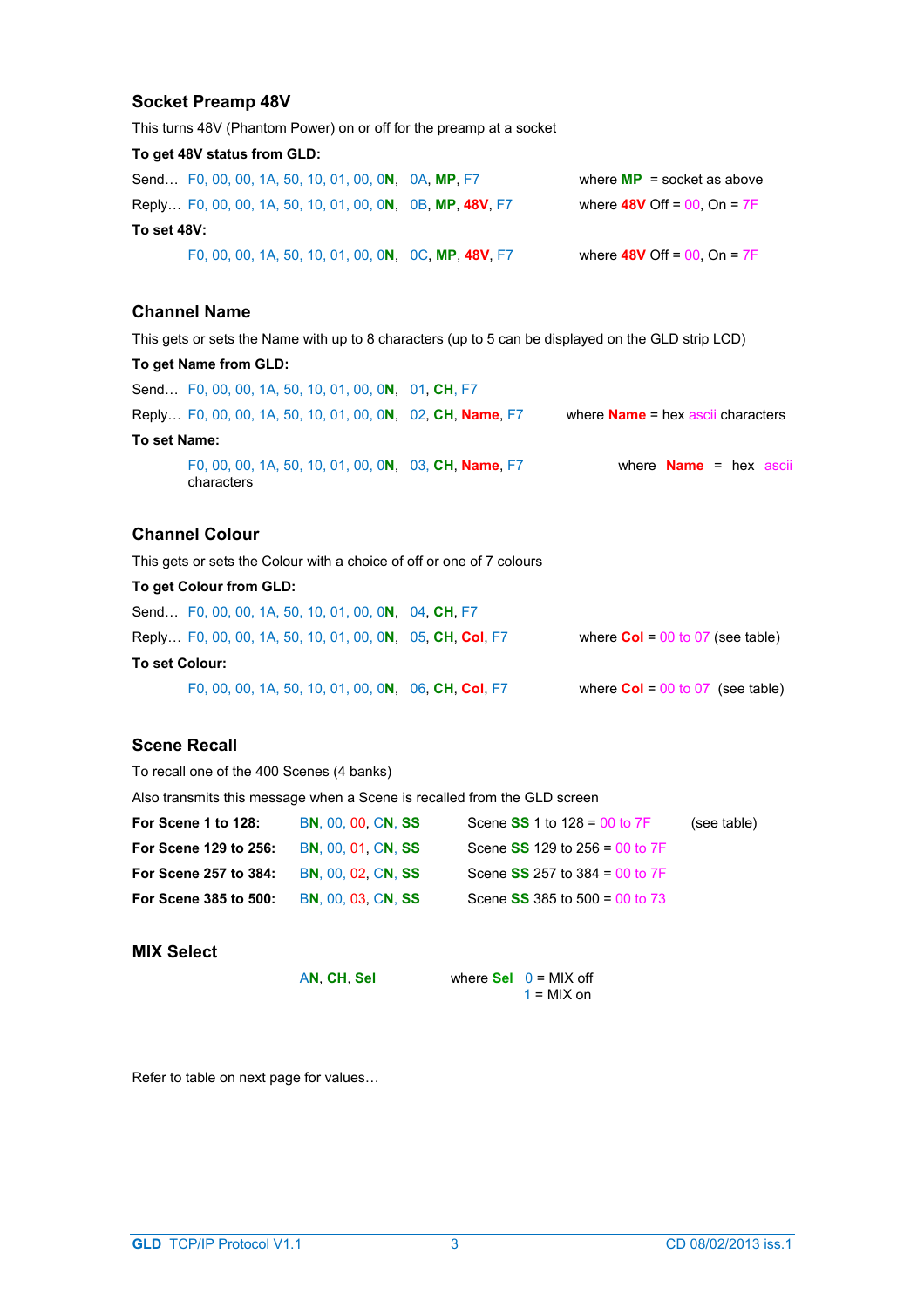## Socket Preamp 48V

This turns 48V (Phantom Power) on or off for the preamp at a socket

**To get 48V status from GLD:**

Send… F0, 00, 00, 1A, 50, 10, 01, 00, 0**N**, 0A, **MP**, F7 where **MP** = socket as above

Reply… F0, 00, 00, 1A, 50, 10, 01, 00, 0**N**, 0B, **MP**, **48V**, F7 where **48V** Off = 00, On = 7F

**To set 48V:**

F0, 00, 00, 1A, 50, 10, 01, 00, 0**N**, 0C, **MP**, **48V**, F7 where **48V** Off = 00, On = 7F

## Channel Name

This gets or sets the Name with up to 8 characters (up to 5 can be displayed on the GLD strip LCD)

**To get Name from GLD:**

Send… F0, 00, 00, 1A, 50, 10, 01, 00, 0**N**, 01, **CH**, F7

Reply… F0, 00, 00, 1A, 50, 10, 01, 00, 0**N**, 02, **CH**, **Name**, F7 where **Name** = hex ascii characters

**To set Name:**

F0, 00, 00, 1A, 50, 10, 01, 00, 0**N**, 03, **CH**, **Name**, F7 where **Name** = hex ascii characters

## Channel Colour

This gets or sets the Colour with a choice of off or one of 7 colours

**To get Colour from GLD:**

Send… F0, 00, 00, 1A, 50, 10, 01, 00, 0**N**, 04, **CH**, F7

Reply… F0, 00, 00, 1A, 50, 10, 01, 00, 0**N**, 05, **CH**, **Col**, F7 where **Col** = 00 to 07 (see table)

**To set Colour:**

F0, 00, 00, 1A, 50, 10, 01, 00, 0**N**, 06, **CH**, **Col**, F7 where **Col** = 00 to 07 (see table)

## Scene Recall

To recall one of the 400 Scenes (4 banks)

Also transmits this message when a Scene is recalled from the GLD screen

| | | | |
|---|---|---|---|
| **For Scene 1 to 128:** | B**N**, 00, 00, C**N**, **SS** | Scene **SS** 1 to 128 = 00 to 7F | (see table) |
| **For Scene 129 to 256:** | B**N**, 00, 01, C**N**, **SS** | Scene **SS** 129 to 256 = 00 to 7F | |
| **For Scene 257 to 384:** | B**N**, 00, 02, C**N**, **SS** | Scene **SS** 257 to 384 = 00 to 7F | |
| **For Scene 385 to 500:** | B**N**, 00, 03, C**N**, **SS** | Scene **SS** 385 to 500 = 00 to 73 | |

## MIX Select

A**N**, **CH**, **Sel** where **Sel** 0 = MIX off
1 = MIX on

Refer to table on next page for values…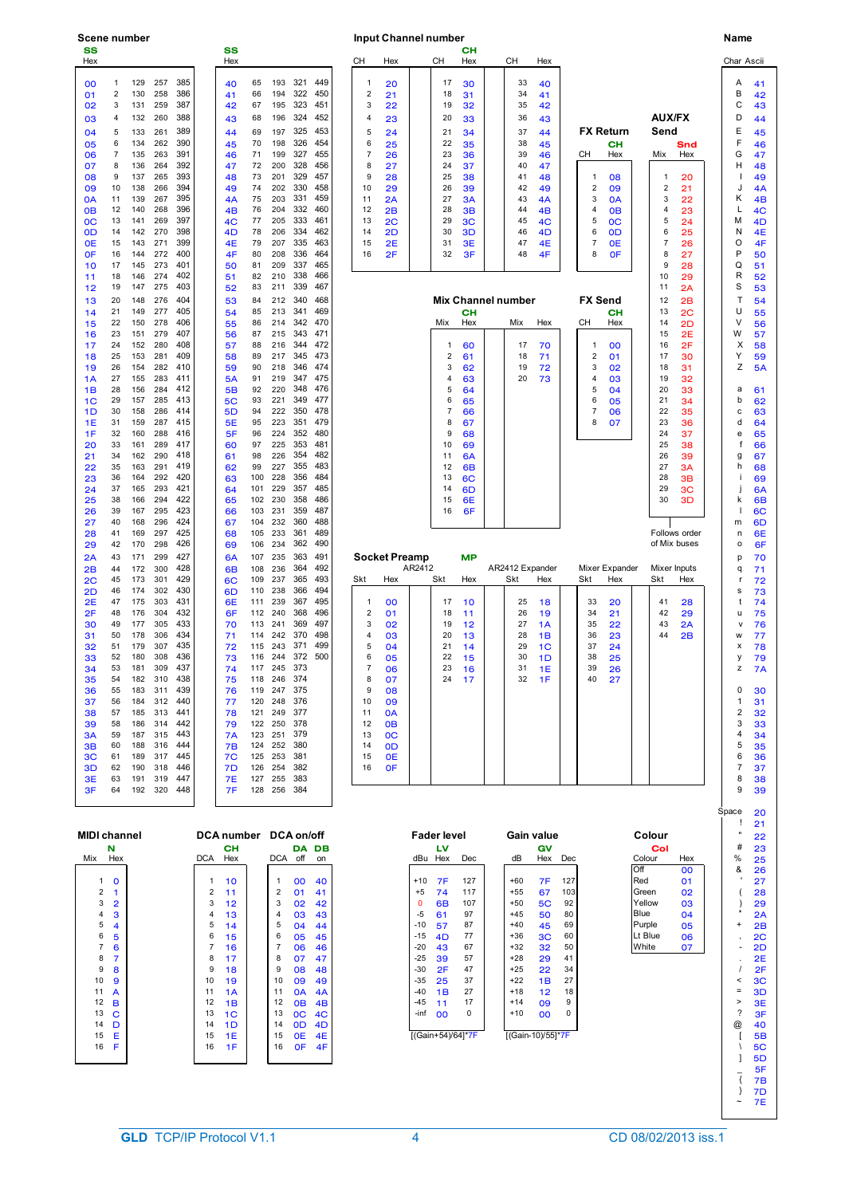## Scene number (SS)

| Hex | Scene | Scene | Scene | Scene |
|---|---|---|---|---|
| 00 | 1 | 129 | 257 | 385 |
| 01 | 2 | 130 | 258 | 386 |
| 02 | 3 | 131 | 259 | 387 |
| 03 | 4 | 132 | 260 | 388 |
| 04 | 5 | 133 | 261 | 389 |
| 05 | 6 | 134 | 262 | 390 |
| 06 | 7 | 135 | 263 | 391 |
| 07 | 8 | 136 | 264 | 392 |
| 08 | 9 | 137 | 265 | 393 |
| 09 | 10 | 138 | 266 | 394 |
| 0A | 11 | 139 | 267 | 395 |
| 0B | 12 | 140 | 268 | 396 |
| 0C | 13 | 141 | 269 | 397 |
| 0D | 14 | 142 | 270 | 398 |
| 0E | 15 | 143 | 271 | 399 |
| 0F | 16 | 144 | 272 | 400 |
| 10 | 17 | 145 | 273 | 401 |
| 11 | 18 | 146 | 274 | 402 |
| 12 | 19 | 147 | 275 | 403 |
| 13 | 20 | 148 | 276 | 404 |
| 14 | 21 | 149 | 277 | 405 |
| 15 | 22 | 150 | 278 | 406 |
| 16 | 23 | 151 | 279 | 407 |
| 17 | 24 | 152 | 280 | 408 |
| 18 | 25 | 153 | 281 | 409 |
| 19 | 26 | 154 | 282 | 410 |
| 1A | 27 | 155 | 283 | 411 |
| 1B | 28 | 156 | 284 | 412 |
| 1C | 29 | 157 | 285 | 413 |
| 1D | 30 | 158 | 286 | 414 |
| 1E | 31 | 159 | 287 | 415 |
| 1F | 32 | 160 | 288 | 416 |
| 20 | 33 | 161 | 289 | 417 |
| 21 | 34 | 162 | 290 | 418 |
| 22 | 35 | 163 | 291 | 419 |
| 23 | 36 | 164 | 292 | 420 |
| 24 | 37 | 165 | 293 | 421 |
| 25 | 38 | 166 | 294 | 422 |
| 26 | 39 | 167 | 295 | 423 |
| 27 | 40 | 168 | 296 | 424 |
| 28 | 41 | 169 | 297 | 425 |
| 29 | 42 | 170 | 298 | 426 |
| 2A | 43 | 171 | 299 | 427 |
| 2B | 44 | 172 | 300 | 428 |
| 2C | 45 | 173 | 301 | 429 |
| 2D | 46 | 174 | 302 | 430 |
| 2E | 47 | 175 | 303 | 431 |
| 2F | 48 | 176 | 304 | 432 |
| 30 | 49 | 177 | 305 | 433 |
| 31 | 50 | 178 | 306 | 434 |
| 32 | 51 | 179 | 307 | 435 |
| 33 | 52 | 180 | 308 | 436 |
| 34 | 53 | 181 | 309 | 437 |
| 35 | 54 | 182 | 310 | 438 |
| 36 | 55 | 183 | 311 | 439 |
| 37 | 56 | 184 | 312 | 440 |
| 38 | 57 | 185 | 313 | 441 |
| 39 | 58 | 186 | 314 | 442 |
| 3A | 59 | 187 | 315 | 443 |
| 3B | 60 | 188 | 316 | 444 |
| 3C | 61 | 189 | 317 | 445 |
| 3D | 62 | 190 | 318 | 446 |
| 3E | 63 | 191 | 319 | 447 |
| 3F | 64 | 192 | 320 | 448 |

| Hex | Scene | Scene | Scene | Scene |
|---|---|---|---|---|
| 40 | 65 | 193 | 321 | 449 |
| 41 | 66 | 194 | 322 | 450 |
| 42 | 67 | 195 | 323 | 451 |
| 43 | 68 | 196 | 324 | 452 |
| 44 | 69 | 197 | 325 | 453 |
| 45 | 70 | 198 | 326 | 454 |
| 46 | 71 | 199 | 327 | 455 |
| 47 | 72 | 200 | 328 | 456 |
| 48 | 73 | 201 | 329 | 457 |
| 49 | 74 | 202 | 330 | 458 |
| 4A | 75 | 203 | 331 | 459 |
| 4B | 76 | 204 | 332 | 460 |
| 4C | 77 | 205 | 333 | 461 |
| 4D | 78 | 206 | 334 | 462 |
| 4E | 79 | 207 | 335 | 463 |
| 4F | 80 | 208 | 336 | 464 |
| 50 | 81 | 209 | 337 | 465 |
| 51 | 82 | 210 | 338 | 466 |
| 52 | 83 | 211 | 339 | 467 |
| 53 | 84 | 212 | 340 | 468 |
| 54 | 85 | 213 | 341 | 469 |
| 55 | 86 | 214 | 342 | 470 |
| 56 | 87 | 215 | 343 | 471 |
| 57 | 88 | 216 | 344 | 472 |
| 58 | 89 | 217 | 345 | 473 |
| 59 | 90 | 218 | 346 | 474 |
| 5A | 91 | 219 | 347 | 475 |
| 5B | 92 | 220 | 348 | 476 |
| 5C | 93 | 221 | 349 | 477 |
| 5D | 94 | 222 | 350 | 478 |
| 5E | 95 | 223 | 351 | 479 |
| 5F | 96 | 224 | 352 | 480 |
| 60 | 97 | 225 | 353 | 481 |
| 61 | 98 | 226 | 354 | 482 |
| 62 | 99 | 227 | 355 | 483 |
| 63 | 100 | 228 | 356 | 484 |
| 64 | 101 | 229 | 357 | 485 |
| 65 | 102 | 230 | 358 | 486 |
| 66 | 103 | 231 | 359 | 487 |
| 67 | 104 | 232 | 360 | 488 |
| 68 | 105 | 233 | 361 | 489 |
| 69 | 106 | 234 | 362 | 490 |
| 6A | 107 | 235 | 363 | 491 |
| 6B | 108 | 236 | 364 | 492 |
| 6C | 109 | 237 | 365 | 493 |
| 6D | 110 | 238 | 366 | 494 |
| 6E | 111 | 239 | 367 | 495 |
| 6F | 112 | 240 | 368 | 496 |
| 70 | 113 | 241 | 369 | 497 |
| 71 | 114 | 242 | 370 | 498 |
| 72 | 115 | 243 | 371 | 499 |
| 73 | 116 | 244 | 372 | 500 |
| 74 | 117 | 245 | 373 | |
| 75 | 118 | 246 | 374 | |
| 76 | 119 | 247 | 375 | |
| 77 | 120 | 248 | 376 | |
| 78 | 121 | 249 | 377 | |
| 79 | 122 | 250 | 378 | |
| 7A | 123 | 251 | 379 | |
| 7B | 124 | 252 | 380 | |
| 7C | 125 | 253 | 381 | |
| 7D | 126 | 254 | 382 | |
| 7E | 127 | 255 | 383 | |
| 7F | 128 | 256 | 384 | |

## Input Channel number (CH)

| CH | Hex | CH | Hex | CH | Hex |
|---|---|---|---|---|---|
| 1 | 20 | 17 | 30 | 33 | 40 |
| 2 | 21 | 18 | 31 | 34 | 41 |
| 3 | 22 | 19 | 32 | 35 | 42 |
| 4 | 23 | 20 | 33 | 36 | 43 |
| 5 | 24 | 21 | 34 | 37 | 44 |
| 6 | 25 | 22 | 35 | 38 | 45 |
| 7 | 26 | 23 | 36 | 39 | 46 |
| 8 | 27 | 24 | 37 | 40 | 47 |
| 9 | 28 | 25 | 38 | 41 | 48 |
| 10 | 29 | 26 | 39 | 42 | 49 |
| 11 | 2A | 27 | 3A | 43 | 4A |
| 12 | 2B | 28 | 3B | 44 | 4B |
| 13 | 2C | 29 | 3C | 45 | 4C |
| 14 | 2D | 30 | 3D | 46 | 4D |
| 15 | 2E | 31 | 3E | 47 | 4E |
| 16 | 2F | 32 | 3F | 48 | 4F |

## FX Return (CH)

| CH | Hex |
|---|---|
| 1 | 08 |
| 2 | 09 |
| 3 | 0A |
| 4 | 0B |
| 5 | 0C |
| 6 | 0D |
| 7 | 0E |
| 8 | 0F |

## AUX/FX Send (Snd)

| Mix | Hex |
|---|---|
| 1 | 20 |
| 2 | 21 |
| 3 | 22 |
| 4 | 23 |
| 5 | 24 |
| 6 | 25 |
| 7 | 26 |
| 8 | 27 |
| 9 | 28 |
| 10 | 29 |
| 11 | 2A |
| 12 | 2B |
| 13 | 2C |
| 14 | 2D |
| 15 | 2E |
| 16 | 2F |
| 17 | 30 |
| 18 | 31 |
| 19 | 32 |
| 20 | 33 |
| 21 | 34 |
| 22 | 35 |
| 23 | 36 |
| 24 | 37 |
| 25 | 38 |
| 26 | 39 |
| 27 | 3A |
| 28 | 3B |
| 29 | 3C |
| 30 | 3D |

Follows order of Mix buses

## Mix Channel number (CH)

| Mix | Hex | Mix | Hex |
|---|---|---|---|
| 1 | 60 | 17 | 70 |
| 2 | 61 | 18 | 71 |
| 3 | 62 | 19 | 72 |
| 4 | 63 | 20 | 73 |
| 5 | 64 | | |
| 6 | 65 | | |
| 7 | 66 | | |
| 8 | 67 | | |
| 9 | 68 | | |
| 10 | 69 | | |
| 11 | 6A | | |
| 12 | 6B | | |
| 13 | 6C | | |
| 14 | 6D | | |
| 15 | 6E | | |
| 16 | 6F | | |

## FX Send (CH)

| CH | Hex |
|---|---|
| 1 | 00 |
| 2 | 01 |
| 3 | 02 |
| 4 | 03 |
| 5 | 04 |
| 6 | 05 |
| 7 | 06 |
| 8 | 07 |

## Socket Preamp (MP)

| AR2412 Skt | Hex | AR2412 Skt | Hex | AR2412 Expander Skt | Hex | Mixer Expander Skt | Hex | Mixer Inputs Skt | Hex |
|---|---|---|---|---|---|---|---|---|---|
| 1 | 00 | 17 | 10 | 25 | 18 | 33 | 20 | 41 | 28 |
| 2 | 01 | 18 | 11 | 26 | 19 | 34 | 21 | 42 | 29 |
| 3 | 02 | 19 | 12 | 27 | 1A | 35 | 22 | 43 | 2A |
| 4 | 03 | 20 | 13 | 28 | 1B | 36 | 23 | 44 | 2B |
| 5 | 04 | 21 | 14 | 29 | 1C | 37 | 24 | | |
| 6 | 05 | 22 | 15 | 30 | 1D | 38 | 25 | | |
| 7 | 06 | 23 | 16 | 31 | 1E | 39 | 26 | | |
| 8 | 07 | 24 | 17 | 32 | 1F | 40 | 27 | | |
| 9 | 08 | | | | | | | | |
| 10 | 09 | | | | | | | | |
| 11 | 0A | | | | | | | | |
| 12 | 0B | | | | | | | | |
| 13 | 0C | | | | | | | | |
| 14 | 0D | | | | | | | | |
| 15 | 0E | | | | | | | | |
| 16 | 0F | | | | | | | | |

## Name

| Char | Ascii | Char | Ascii | Char | Ascii |
|---|---|---|---|---|---|
| A | 41 | a | 61 | 0 | 30 |
| B | 42 | b | 62 | 1 | 31 |
| C | 43 | c | 63 | 2 | 32 |
| D | 44 | d | 64 | 3 | 33 |
| E | 45 | e | 65 | 4 | 34 |
| F | 46 | f | 66 | 5 | 35 |
| G | 47 | g | 67 | 6 | 36 |
| H | 48 | h | 68 | 7 | 37 |
| I | 49 | i | 69 | 8 | 38 |
| J | 4A | j | 6A | 9 | 39 |
| K | 4B | k | 6B | Space | 20 |
| L | 4C | l | 6C | ! | 21 |
| M | 4D | m | 6D | " | 22 |
| N | 4E | n | 6E | # | 23 |
| O | 4F | o | 6F | % | 25 |
| P | 50 | p | 70 | & | 26 |
| Q | 51 | q | 71 | ' | 27 |
| R | 52 | r | 72 | ( | 28 |
| S | 53 | s | 73 | ) | 29 |
| T | 54 | t | 74 | * | 2A |
| U | 55 | u | 75 | + | 2B |
| V | 56 | v | 76 | , | 2C |
| W | 57 | w | 77 | - | 2D |
| X | 58 | x | 78 | . | 2E |
| Y | 59 | y | 79 | / | 2F |
| Z | 5A | z | 7A | < | 3C |
| | | | | = | 3D |
| | | | | > | 3E |
| | | | | ? | 3F |
| | | | | @ | 40 |
| | | | | [ | 5B |
| | | | | \ | 5C |
| | | | | ] | 5D |
| | | | | _ | 5F |
| | | | | { | 7B |
| | | | | } | 7D |
| | | | | ~ | 7E |

## MIDI channel (N)

| Mix | Hex |
|---|---|
| 1 | 0 |
| 2 | 1 |
| 3 | 2 |
| 4 | 3 |
| 5 | 4 |
| 6 | 5 |
| 7 | 6 |
| 8 | 7 |
| 9 | 8 |
| 10 | 9 |
| 11 | A |
| 12 | B |
| 13 | C |
| 14 | D |
| 15 | E |
| 16 | F |

## DCA number (CH) / DCA on/off (DA off, DB on)

| DCA | Hex | DCA | DA off | DB on |
|---|---|---|---|---|
| 1 | 10 | 1 | 00 | 40 |
| 2 | 11 | 2 | 01 | 41 |
| 3 | 12 | 3 | 02 | 42 |
| 4 | 13 | 4 | 03 | 43 |
| 5 | 14 | 5 | 04 | 44 |
| 6 | 15 | 6 | 05 | 45 |
| 7 | 16 | 7 | 06 | 46 |
| 8 | 17 | 8 | 07 | 47 |
| 9 | 18 | 9 | 08 | 48 |
| 10 | 19 | 10 | 09 | 49 |
| 11 | 1A | 11 | 0A | 4A |
| 12 | 1B | 12 | 0B | 4B |
| 13 | 1C | 13 | 0C | 4C |
| 14 | 1D | 14 | 0D | 4D |
| 15 | 1E | 15 | 0E | 4E |
| 16 | 1F | 16 | 0F | 4F |

## Fader level (LV)

| dBu | Hex | Dec |
|---|---|---|
| +10 | 7F | 127 |
| +5 | 74 | 117 |
| 0 | 6B | 107 |
| -5 | 61 | 97 |
| -10 | 57 | 87 |
| -15 | 4D | 77 |
| -20 | 43 | 67 |
| -25 | 39 | 57 |
| -30 | 2F | 47 |
| -35 | 25 | 37 |
| -40 | 1B | 27 |
| -45 | 11 | 17 |
| -inf | 00 | 0 |

[(Gain+54)/64]*7F

## Gain value (GV)

| dB | Hex | Dec |
|---|---|---|
| +60 | 7F | 127 |
| +55 | 67 | 103 |
| +50 | 5C | 92 |
| +45 | 50 | 80 |
| +40 | 45 | 69 |
| +36 | 3C | 60 |
| +32 | 32 | 50 |
| +28 | 29 | 41 |
| +25 | 22 | 34 |
| +22 | 1B | 27 |
| +18 | 12 | 18 |
| +14 | 09 | 9 |
| +10 | 00 | 0 |

[(Gain-10)/55]*7F

## Colour (Col)

| Colour | Hex |
|---|---|
| Off | 00 |
| Red | 01 |
| Green | 02 |
| Yellow | 03 |
| Blue | 04 |
| Purple | 05 |
| Lt Blue | 06 |
| White | 07 |